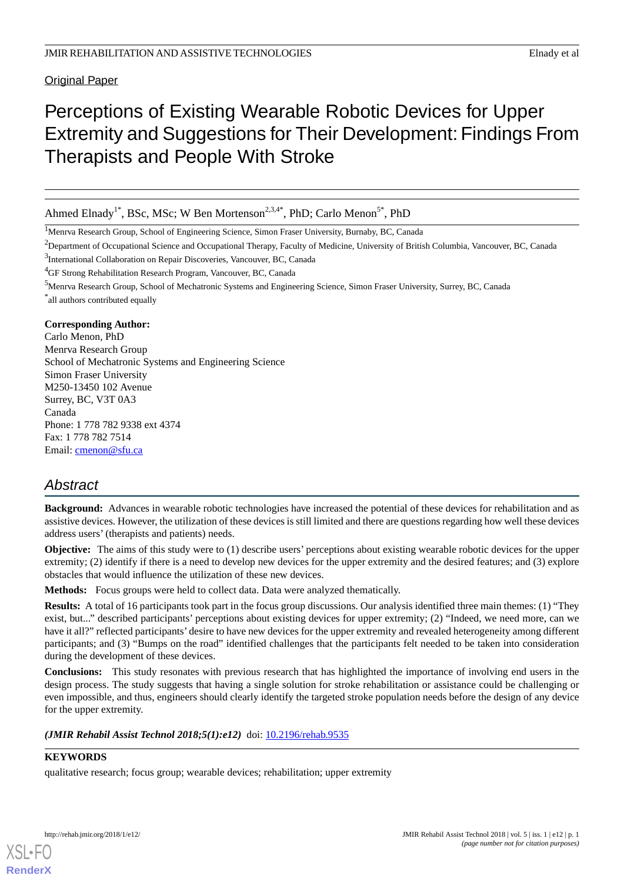Original Paper

# Perceptions of Existing Wearable Robotic Devices for Upper Extremity and Suggestions for Their Development: Findings From Therapists and People With Stroke

Ahmed Elnady[1*], BSc, MSc; W Ben Mortenson[2,3,4*], PhD; Carlo Menon[5*], PhD

[1]Menrva Research Group, School of Engineering Science, Simon Fraser University, Burnaby, BC, Canada

[2]Department of Occupational Science and Occupational Therapy, Faculty of Medicine, University of British Columbia, Vancouver, BC, Canada

[3]International Collaboration on Repair Discoveries, Vancouver, BC, Canada

[4]GF Strong Rehabilitation Research Program, Vancouver, BC, Canada

[5]Menrva Research Group, School of Mechatronic Systems and Engineering Science, Simon Fraser University, Surrey, BC, Canada

[*]all authors contributed equally

**Corresponding Author:**
Carlo Menon, PhD
Menrva Research Group
School of Mechatronic Systems and Engineering Science
Simon Fraser University
M250-13450 102 Avenue
Surrey, BC, V3T 0A3
Canada
Phone: 1 778 782 9338 ext 4374
Fax: 1 778 782 7514
Email: cmenon@sfu.ca

## Abstract

**Background:** Advances in wearable robotic technologies have increased the potential of these devices for rehabilitation and as assistive devices. However, the utilization of these devices is still limited and there are questions regarding how well these devices address users' (therapists and patients) needs.

**Objective:** The aims of this study were to (1) describe users' perceptions about existing wearable robotic devices for the upper extremity; (2) identify if there is a need to develop new devices for the upper extremity and the desired features; and (3) explore obstacles that would influence the utilization of these new devices.

**Methods:** Focus groups were held to collect data. Data were analyzed thematically.

**Results:** A total of 16 participants took part in the focus group discussions. Our analysis identified three main themes: (1) "They exist, but..." described participants' perceptions about existing devices for upper extremity; (2) "Indeed, we need more, can we have it all?" reflected participants' desire to have new devices for the upper extremity and revealed heterogeneity among different participants; and (3) "Bumps on the road" identified challenges that the participants felt needed to be taken into consideration during the development of these devices.

**Conclusions:** This study resonates with previous research that has highlighted the importance of involving end users in the design process. The study suggests that having a single solution for stroke rehabilitation or assistance could be challenging or even impossible, and thus, engineers should clearly identify the targeted stroke population needs before the design of any device for the upper extremity.

***(JMIR Rehabil Assist Technol 2018;5(1):e12)*** doi: 10.2196/rehab.9535

**KEYWORDS**

qualitative research; focus group; wearable devices; rehabilitation; upper extremity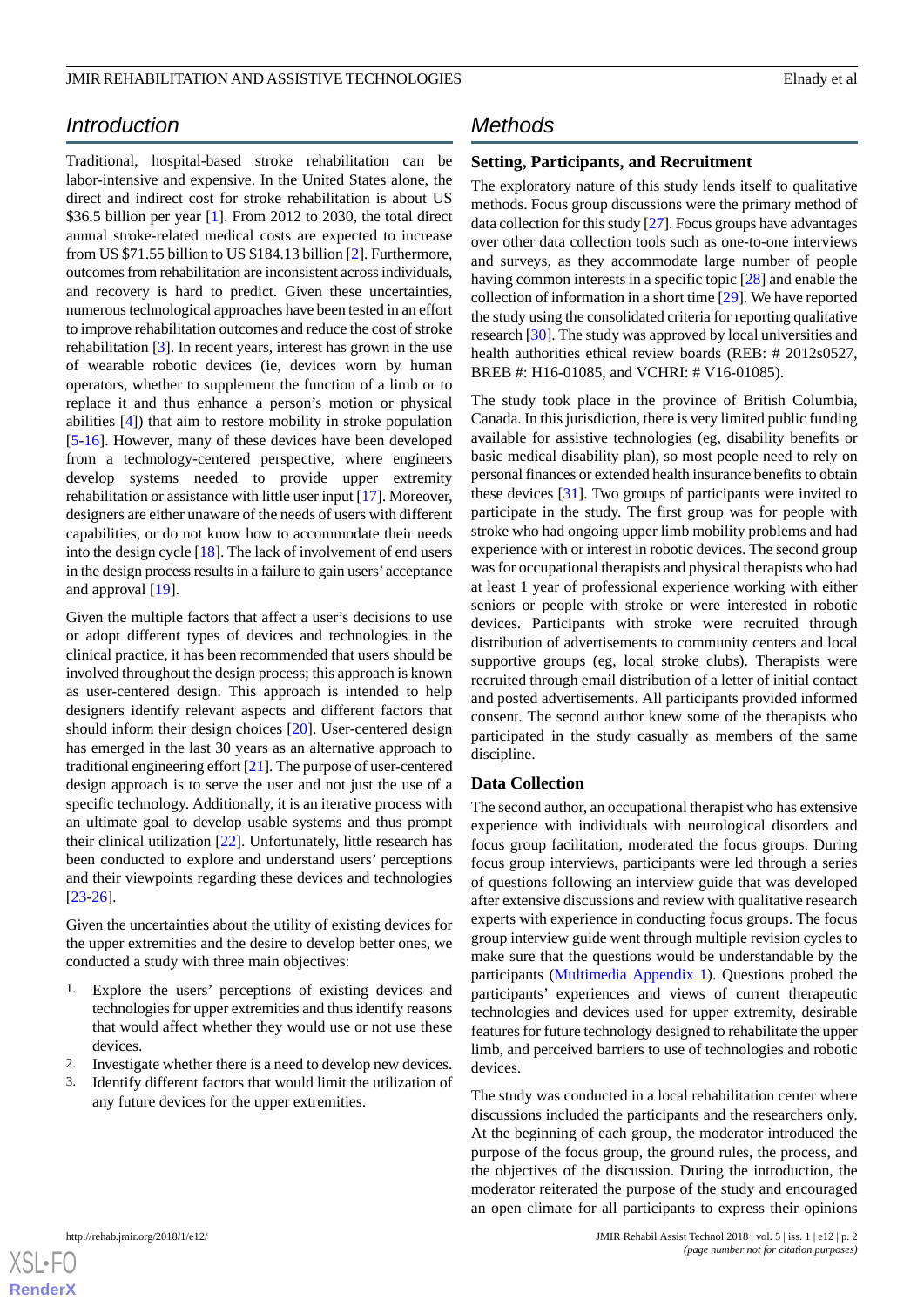## Introduction

Traditional, hospital-based stroke rehabilitation can be labor-intensive and expensive. In the United States alone, the direct and indirect cost for stroke rehabilitation is about US $36.5 billion per year [1]. From 2012 to 2030, the total direct annual stroke-related medical costs are expected to increase from US $71.55 billion to US $184.13 billion [2]. Furthermore, outcomes from rehabilitation are inconsistent across individuals, and recovery is hard to predict. Given these uncertainties, numerous technological approaches have been tested in an effort to improve rehabilitation outcomes and reduce the cost of stroke rehabilitation [3]. In recent years, interest has grown in the use of wearable robotic devices (ie, devices worn by human operators, whether to supplement the function of a limb or to replace it and thus enhance a person's motion or physical abilities [4]) that aim to restore mobility in stroke population [5-16]. However, many of these devices have been developed from a technology-centered perspective, where engineers develop systems needed to provide upper extremity rehabilitation or assistance with little user input [17]. Moreover, designers are either unaware of the needs of users with different capabilities, or do not know how to accommodate their needs into the design cycle [18]. The lack of involvement of end users in the design process results in a failure to gain users' acceptance and approval [19].

Given the multiple factors that affect a user's decisions to use or adopt different types of devices and technologies in the clinical practice, it has been recommended that users should be involved throughout the design process; this approach is known as user-centered design. This approach is intended to help designers identify relevant aspects and different factors that should inform their design choices [20]. User-centered design has emerged in the last 30 years as an alternative approach to traditional engineering effort [21]. The purpose of user-centered design approach is to serve the user and not just the use of a specific technology. Additionally, it is an iterative process with an ultimate goal to develop usable systems and thus prompt their clinical utilization [22]. Unfortunately, little research has been conducted to explore and understand users' perceptions and their viewpoints regarding these devices and technologies [23-26].

Given the uncertainties about the utility of existing devices for the upper extremities and the desire to develop better ones, we conducted a study with three main objectives:

1. Explore the users' perceptions of existing devices and technologies for upper extremities and thus identify reasons that would affect whether they would use or not use these devices.
2. Investigate whether there is a need to develop new devices.
3. Identify different factors that would limit the utilization of any future devices for the upper extremities.

## Methods

### Setting, Participants, and Recruitment

The exploratory nature of this study lends itself to qualitative methods. Focus group discussions were the primary method of data collection for this study [27]. Focus groups have advantages over other data collection tools such as one-to-one interviews and surveys, as they accommodate large number of people having common interests in a specific topic [28] and enable the collection of information in a short time [29]. We have reported the study using the consolidated criteria for reporting qualitative research [30]. The study was approved by local universities and health authorities ethical review boards (REB: # 2012s0527, BREB #: H16-01085, and VCHRI: # V16-01085).

The study took place in the province of British Columbia, Canada. In this jurisdiction, there is very limited public funding available for assistive technologies (eg, disability benefits or basic medical disability plan), so most people need to rely on personal finances or extended health insurance benefits to obtain these devices [31]. Two groups of participants were invited to participate in the study. The first group was for people with stroke who had ongoing upper limb mobility problems and had experience with or interest in robotic devices. The second group was for occupational therapists and physical therapists who had at least 1 year of professional experience working with either seniors or people with stroke or were interested in robotic devices. Participants with stroke were recruited through distribution of advertisements to community centers and local supportive groups (eg, local stroke clubs). Therapists were recruited through email distribution of a letter of initial contact and posted advertisements. All participants provided informed consent. The second author knew some of the therapists who participated in the study casually as members of the same discipline.

### Data Collection

The second author, an occupational therapist who has extensive experience with individuals with neurological disorders and focus group facilitation, moderated the focus groups. During focus group interviews, participants were led through a series of questions following an interview guide that was developed after extensive discussions and review with qualitative research experts with experience in conducting focus groups. The focus group interview guide went through multiple revision cycles to make sure that the questions would be understandable by the participants (Multimedia Appendix 1). Questions probed the participants' experiences and views of current therapeutic technologies and devices used for upper extremity, desirable features for future technology designed to rehabilitate the upper limb, and perceived barriers to use of technologies and robotic devices.

The study was conducted in a local rehabilitation center where discussions included the participants and the researchers only. At the beginning of each group, the moderator introduced the purpose of the focus group, the ground rules, the process, and the objectives of the discussion. During the introduction, the moderator reiterated the purpose of the study and encouraged an open climate for all participants to express their opinions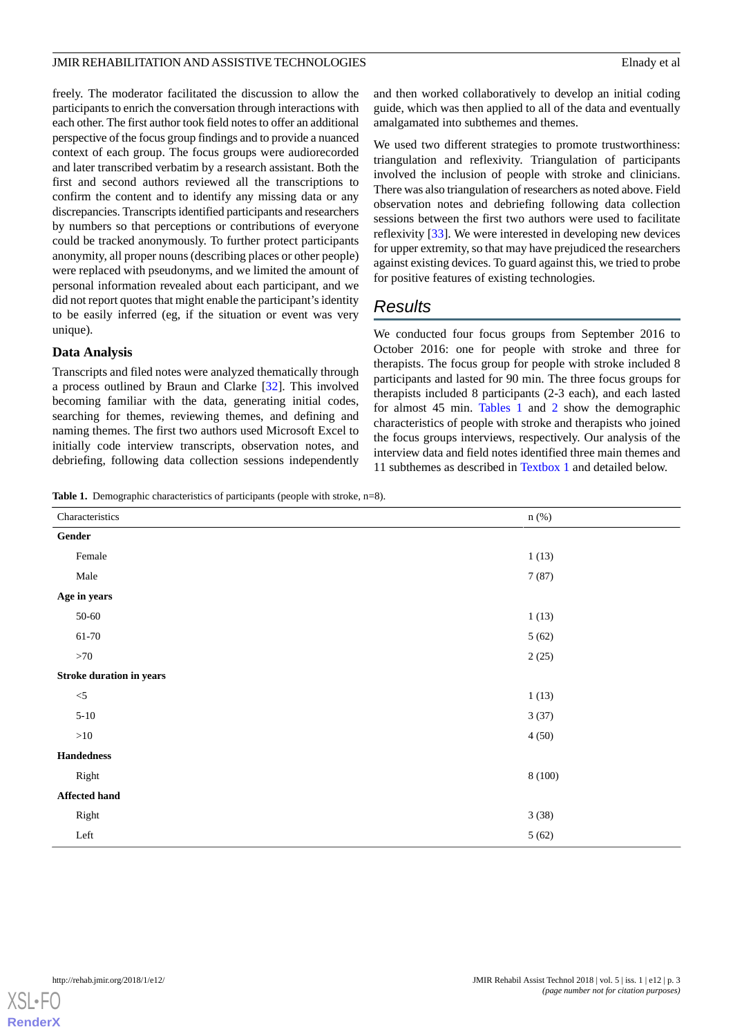freely. The moderator facilitated the discussion to allow the participants to enrich the conversation through interactions with each other. The first author took field notes to offer an additional perspective of the focus group findings and to provide a nuanced context of each group. The focus groups were audiorecorded and later transcribed verbatim by a research assistant. Both the first and second authors reviewed all the transcriptions to confirm the content and to identify any missing data or any discrepancies. Transcripts identified participants and researchers by numbers so that perceptions or contributions of everyone could be tracked anonymously. To further protect participants anonymity, all proper nouns (describing places or other people) were replaced with pseudonyms, and we limited the amount of personal information revealed about each participant, and we did not report quotes that might enable the participant's identity to be easily inferred (eg, if the situation or event was very unique).

### Data Analysis

Transcripts and filed notes were analyzed thematically through a process outlined by Braun and Clarke [32]. This involved becoming familiar with the data, generating initial codes, searching for themes, reviewing themes, and defining and naming themes. The first two authors used Microsoft Excel to initially code interview transcripts, observation notes, and debriefing, following data collection sessions independently and then worked collaboratively to develop an initial coding guide, which was then applied to all of the data and eventually amalgamated into subthemes and themes.

We used two different strategies to promote trustworthiness: triangulation and reflexivity. Triangulation of participants involved the inclusion of people with stroke and clinicians. There was also triangulation of researchers as noted above. Field observation notes and debriefing following data collection sessions between the first two authors were used to facilitate reflexivity [33]. We were interested in developing new devices for upper extremity, so that may have prejudiced the researchers against existing devices. To guard against this, we tried to probe for positive features of existing technologies.

## Results

We conducted four focus groups from September 2016 to October 2016: one for people with stroke and three for therapists. The focus group for people with stroke included 8 participants and lasted for 90 min. The three focus groups for therapists included 8 participants (2-3 each), and each lasted for almost 45 min. Tables 1 and 2 show the demographic characteristics of people with stroke and therapists who joined the focus groups interviews, respectively. Our analysis of the interview data and field notes identified three main themes and 11 subthemes as described in Textbox 1 and detailed below.

**Table 1.** Demographic characteristics of participants (people with stroke, n=8).

| Characteristics | n (%) |
|---|---|
| **Gender** | |
| Female | 1 (13) |
| Male | 7 (87) |
| **Age in years** | |
| 50-60 | 1 (13) |
| 61-70 | 5 (62) |
| >70 | 2 (25) |
| **Stroke duration in years** | |
| <5 | 1 (13) |
| 5-10 | 3 (37) |
| >10 | 4 (50) |
| **Handedness** | |
| Right | 8 (100) |
| **Affected hand** | |
| Right | 3 (38) |
| Left | 5 (62) |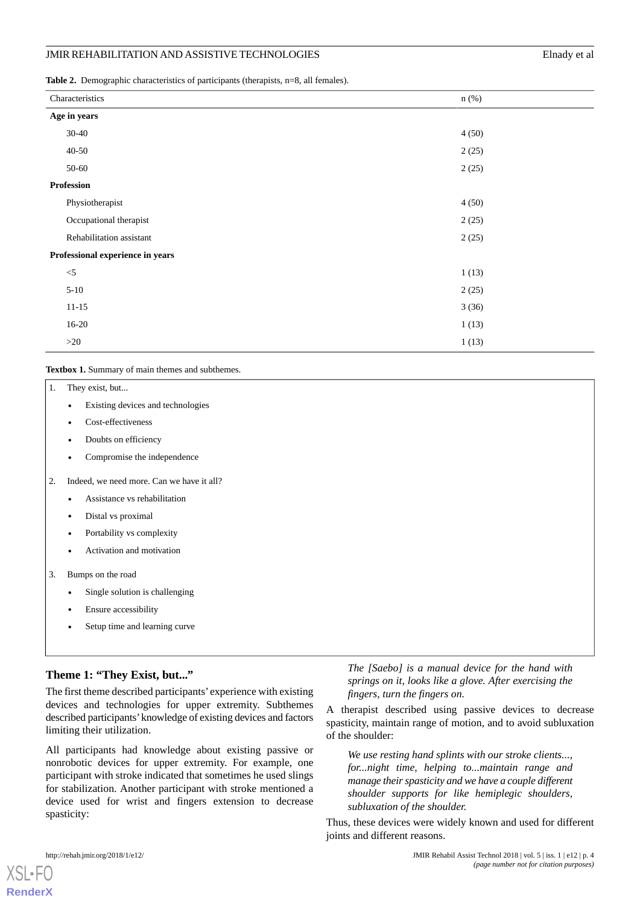**Table 2.** Demographic characteristics of participants (therapists, n=8, all females).

| Characteristics | n (%) |
|---|---|
| **Age in years** | |
| 30-40 | 4 (50) |
| 40-50 | 2 (25) |
| 50-60 | 2 (25) |
| **Profession** | |
| Physiotherapist | 4 (50) |
| Occupational therapist | 2 (25) |
| Rehabilitation assistant | 2 (25) |
| **Professional experience in years** | |
| <5 | 1 (13) |
| 5-10 | 2 (25) |
| 11-15 | 3 (36) |
| 16-20 | 1 (13) |
| >20 | 1 (13) |

**Textbox 1.** Summary of main themes and subthemes.

1. They exist, but...
   - Existing devices and technologies
   - Cost-effectiveness
   - Doubts on efficiency
   - Compromise the independence
2. Indeed, we need more. Can we have it all?
   - Assistance vs rehabilitation
   - Distal vs proximal
   - Portability vs complexity
   - Activation and motivation
3. Bumps on the road
   - Single solution is challenging
   - Ensure accessibility
   - Setup time and learning curve

## Theme 1: "They Exist, but..."

The first theme described participants' experience with existing devices and technologies for upper extremity. Subthemes described participants' knowledge of existing devices and factors limiting their utilization.

All participants had knowledge about existing passive or nonrobotic devices for upper extremity. For example, one participant with stroke indicated that sometimes he used slings for stabilization. Another participant with stroke mentioned a device used for wrist and fingers extension to decrease spasticity:

> *The [Saebo] is a manual device for the hand with springs on it, looks like a glove. After exercising the fingers, turn the fingers on.*

A therapist described using passive devices to decrease spasticity, maintain range of motion, and to avoid subluxation of the shoulder:

> *We use resting hand splints with our stroke clients..., for...night time, helping to...maintain range and manage their spasticity and we have a couple different shoulder supports for like hemiplegic shoulders, subluxation of the shoulder.*

Thus, these devices were widely known and used for different joints and different reasons.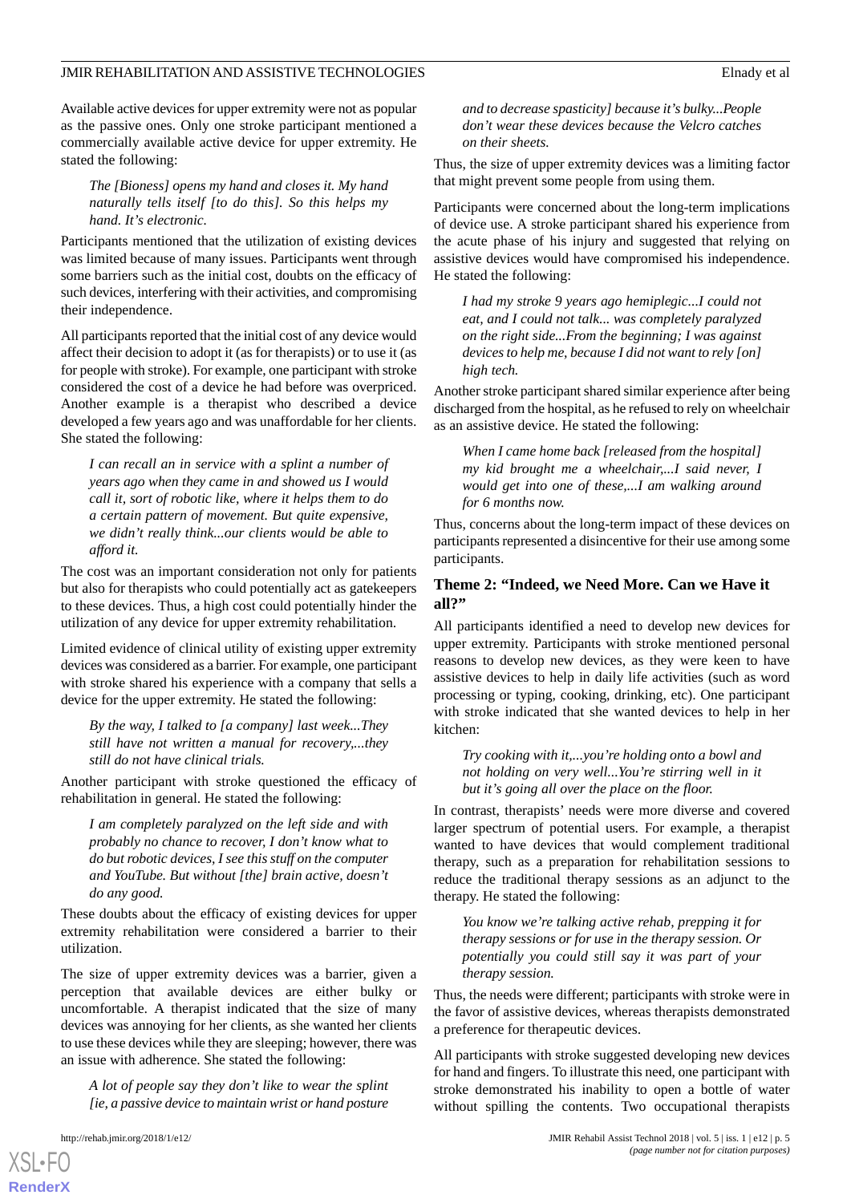Available active devices for upper extremity were not as popular as the passive ones. Only one stroke participant mentioned a commercially available active device for upper extremity. He stated the following:

> *The [Bioness] opens my hand and closes it. My hand naturally tells itself [to do this]. So this helps my hand. It's electronic.*

Participants mentioned that the utilization of existing devices was limited because of many issues. Participants went through some barriers such as the initial cost, doubts on the efficacy of such devices, interfering with their activities, and compromising their independence.

All participants reported that the initial cost of any device would affect their decision to adopt it (as for therapists) or to use it (as for people with stroke). For example, one participant with stroke considered the cost of a device he had before was overpriced. Another example is a therapist who described a device developed a few years ago and was unaffordable for her clients. She stated the following:

> *I can recall an in service with a splint a number of years ago when they came in and showed us I would call it, sort of robotic like, where it helps them to do a certain pattern of movement. But quite expensive, we didn't really think...our clients would be able to afford it.*

The cost was an important consideration not only for patients but also for therapists who could potentially act as gatekeepers to these devices. Thus, a high cost could potentially hinder the utilization of any device for upper extremity rehabilitation.

Limited evidence of clinical utility of existing upper extremity devices was considered as a barrier. For example, one participant with stroke shared his experience with a company that sells a device for the upper extremity. He stated the following:

> *By the way, I talked to [a company] last week...They still have not written a manual for recovery,...they still do not have clinical trials.*

Another participant with stroke questioned the efficacy of rehabilitation in general. He stated the following:

> *I am completely paralyzed on the left side and with probably no chance to recover, I don't know what to do but robotic devices, I see this stuff on the computer and YouTube. But without [the] brain active, doesn't do any good.*

These doubts about the efficacy of existing devices for upper extremity rehabilitation were considered a barrier to their utilization.

The size of upper extremity devices was a barrier, given a perception that available devices are either bulky or uncomfortable. A therapist indicated that the size of many devices was annoying for her clients, as she wanted her clients to use these devices while they are sleeping; however, there was an issue with adherence. She stated the following:

> *A lot of people say they don't like to wear the splint [ie, a passive device to maintain wrist or hand posture and to decrease spasticity] because it's bulky...People don't wear these devices because the Velcro catches on their sheets.*

Thus, the size of upper extremity devices was a limiting factor that might prevent some people from using them.

Participants were concerned about the long-term implications of device use. A stroke participant shared his experience from the acute phase of his injury and suggested that relying on assistive devices would have compromised his independence. He stated the following:

> *I had my stroke 9 years ago hemiplegic...I could not eat, and I could not talk... was completely paralyzed on the right side...From the beginning; I was against devices to help me, because I did not want to rely [on] high tech.*

Another stroke participant shared similar experience after being discharged from the hospital, as he refused to rely on wheelchair as an assistive device. He stated the following:

> *When I came home back [released from the hospital] my kid brought me a wheelchair,...I said never, I would get into one of these,...I am walking around for 6 months now.*

Thus, concerns about the long-term impact of these devices on participants represented a disincentive for their use among some participants.

### Theme 2: "Indeed, we Need More. Can we Have it all?"

All participants identified a need to develop new devices for upper extremity. Participants with stroke mentioned personal reasons to develop new devices, as they were keen to have assistive devices to help in daily life activities (such as word processing or typing, cooking, drinking, etc). One participant with stroke indicated that she wanted devices to help in her kitchen:

> *Try cooking with it,...you're holding onto a bowl and not holding on very well...You're stirring well in it but it's going all over the place on the floor.*

In contrast, therapists' needs were more diverse and covered larger spectrum of potential users. For example, a therapist wanted to have devices that would complement traditional therapy, such as a preparation for rehabilitation sessions to reduce the traditional therapy sessions as an adjunct to the therapy. He stated the following:

> *You know we're talking active rehab, prepping it for therapy sessions or for use in the therapy session. Or potentially you could still say it was part of your therapy session.*

Thus, the needs were different; participants with stroke were in the favor of assistive devices, whereas therapists demonstrated a preference for therapeutic devices.

All participants with stroke suggested developing new devices for hand and fingers. To illustrate this need, one participant with stroke demonstrated his inability to open a bottle of water without spilling the contents. Two occupational therapists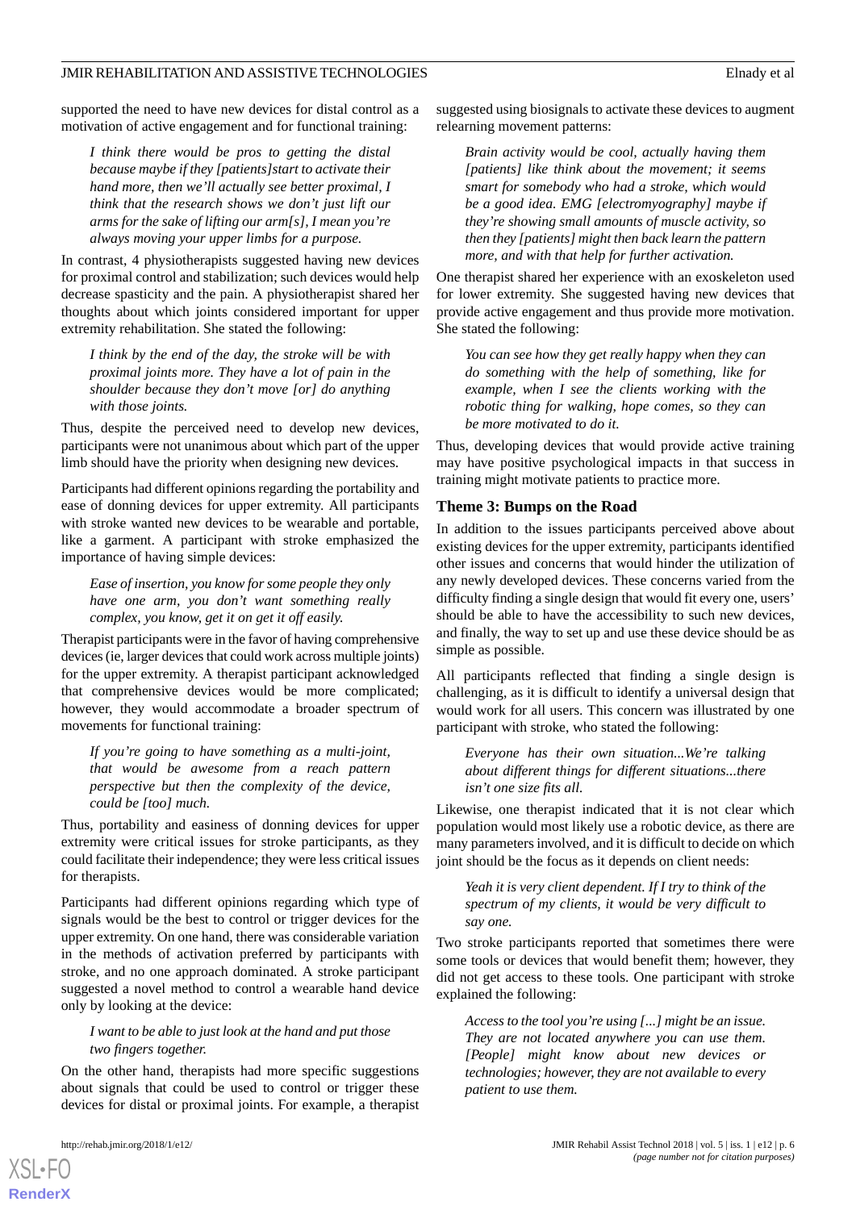supported the need to have new devices for distal control as a motivation of active engagement and for functional training:

> *I think there would be pros to getting the distal because maybe if they [patients]start to activate their hand more, then we'll actually see better proximal, I think that the research shows we don't just lift our arms for the sake of lifting our arm[s], I mean you're always moving your upper limbs for a purpose.*

In contrast, 4 physiotherapists suggested having new devices for proximal control and stabilization; such devices would help decrease spasticity and the pain. A physiotherapist shared her thoughts about which joints considered important for upper extremity rehabilitation. She stated the following:

> *I think by the end of the day, the stroke will be with proximal joints more. They have a lot of pain in the shoulder because they don't move [or] do anything with those joints.*

Thus, despite the perceived need to develop new devices, participants were not unanimous about which part of the upper limb should have the priority when designing new devices.

Participants had different opinions regarding the portability and ease of donning devices for upper extremity. All participants with stroke wanted new devices to be wearable and portable, like a garment. A participant with stroke emphasized the importance of having simple devices:

> *Ease of insertion, you know for some people they only have one arm, you don't want something really complex, you know, get it on get it off easily.*

Therapist participants were in the favor of having comprehensive devices (ie, larger devices that could work across multiple joints) for the upper extremity. A therapist participant acknowledged that comprehensive devices would be more complicated; however, they would accommodate a broader spectrum of movements for functional training:

> *If you're going to have something as a multi-joint, that would be awesome from a reach pattern perspective but then the complexity of the device, could be [too] much.*

Thus, portability and easiness of donning devices for upper extremity were critical issues for stroke participants, as they could facilitate their independence; they were less critical issues for therapists.

Participants had different opinions regarding which type of signals would be the best to control or trigger devices for the upper extremity. On one hand, there was considerable variation in the methods of activation preferred by participants with stroke, and no one approach dominated. A stroke participant suggested a novel method to control a wearable hand device only by looking at the device:

> *I want to be able to just look at the hand and put those two fingers together.*

On the other hand, therapists had more specific suggestions about signals that could be used to control or trigger these devices for distal or proximal joints. For example, a therapist suggested using biosignals to activate these devices to augment relearning movement patterns:

> *Brain activity would be cool, actually having them [patients] like think about the movement; it seems smart for somebody who had a stroke, which would be a good idea. EMG [electromyography] maybe if they're showing small amounts of muscle activity, so then they [patients] might then back learn the pattern more, and with that help for further activation.*

One therapist shared her experience with an exoskeleton used for lower extremity. She suggested having new devices that provide active engagement and thus provide more motivation. She stated the following:

> *You can see how they get really happy when they can do something with the help of something, like for example, when I see the clients working with the robotic thing for walking, hope comes, so they can be more motivated to do it.*

Thus, developing devices that would provide active training may have positive psychological impacts in that success in training might motivate patients to practice more.

## Theme 3: Bumps on the Road

In addition to the issues participants perceived above about existing devices for the upper extremity, participants identified other issues and concerns that would hinder the utilization of any newly developed devices. These concerns varied from the difficulty finding a single design that would fit every one, users' should be able to have the accessibility to such new devices, and finally, the way to set up and use these device should be as simple as possible.

All participants reflected that finding a single design is challenging, as it is difficult to identify a universal design that would work for all users. This concern was illustrated by one participant with stroke, who stated the following:

> *Everyone has their own situation...We're talking about different things for different situations...there isn't one size fits all.*

Likewise, one therapist indicated that it is not clear which population would most likely use a robotic device, as there are many parameters involved, and it is difficult to decide on which joint should be the focus as it depends on client needs:

> *Yeah it is very client dependent. If I try to think of the spectrum of my clients, it would be very difficult to say one.*

Two stroke participants reported that sometimes there were some tools or devices that would benefit them; however, they did not get access to these tools. One participant with stroke explained the following:

> *Access to the tool you're using [...] might be an issue. They are not located anywhere you can use them. [People] might know about new devices or technologies; however, they are not available to every patient to use them.*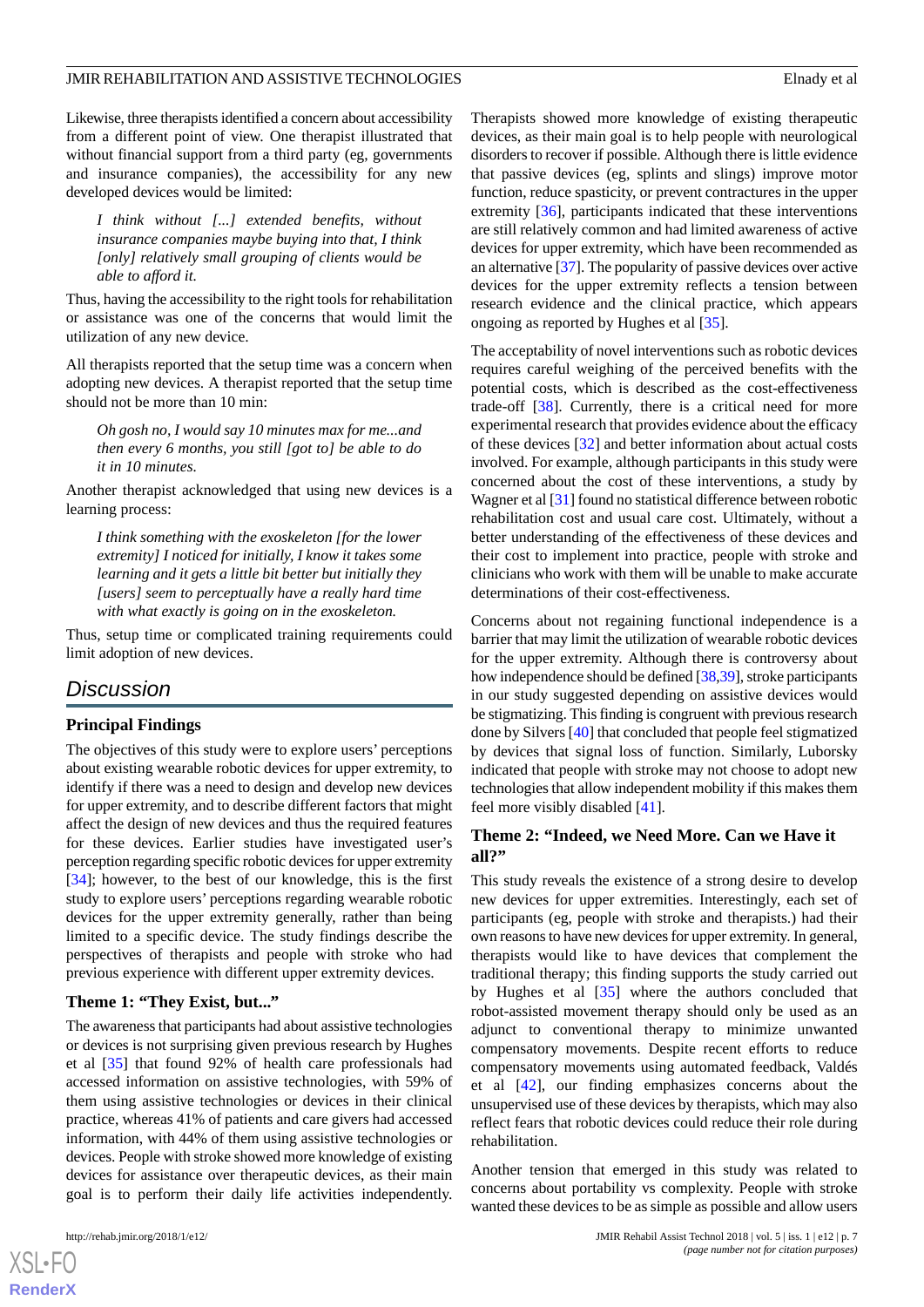Likewise, three therapists identified a concern about accessibility from a different point of view. One therapist illustrated that without financial support from a third party (eg, governments and insurance companies), the accessibility for any new developed devices would be limited:

> *I think without [...] extended benefits, without insurance companies maybe buying into that, I think [only] relatively small grouping of clients would be able to afford it.*

Thus, having the accessibility to the right tools for rehabilitation or assistance was one of the concerns that would limit the utilization of any new device.

All therapists reported that the setup time was a concern when adopting new devices. A therapist reported that the setup time should not be more than 10 min:

> *Oh gosh no, I would say 10 minutes max for me...and then every 6 months, you still [got to] be able to do it in 10 minutes.*

Another therapist acknowledged that using new devices is a learning process:

> *I think something with the exoskeleton [for the lower extremity] I noticed for initially, I know it takes some learning and it gets a little bit better but initially they [users] seem to perceptually have a really hard time with what exactly is going on in the exoskeleton.*

Thus, setup time or complicated training requirements could limit adoption of new devices.

## Discussion

### Principal Findings

The objectives of this study were to explore users' perceptions about existing wearable robotic devices for upper extremity, to identify if there was a need to design and develop new devices for upper extremity, and to describe different factors that might affect the design of new devices and thus the required features for these devices. Earlier studies have investigated user's perception regarding specific robotic devices for upper extremity [34]; however, to the best of our knowledge, this is the first study to explore users' perceptions regarding wearable robotic devices for the upper extremity generally, rather than being limited to a specific device. The study findings describe the perspectives of therapists and people with stroke who had previous experience with different upper extremity devices.

### Theme 1: "They Exist, but..."

The awareness that participants had about assistive technologies or devices is not surprising given previous research by Hughes et al [35] that found 92% of health care professionals had accessed information on assistive technologies, with 59% of them using assistive technologies or devices in their clinical practice, whereas 41% of patients and care givers had accessed information, with 44% of them using assistive technologies or devices. People with stroke showed more knowledge of existing devices for assistance over therapeutic devices, as their main goal is to perform their daily life activities independently.

Therapists showed more knowledge of existing therapeutic devices, as their main goal is to help people with neurological disorders to recover if possible. Although there is little evidence that passive devices (eg, splints and slings) improve motor function, reduce spasticity, or prevent contractures in the upper extremity [36], participants indicated that these interventions are still relatively common and had limited awareness of active devices for upper extremity, which have been recommended as an alternative [37]. The popularity of passive devices over active devices for the upper extremity reflects a tension between research evidence and the clinical practice, which appears ongoing as reported by Hughes et al [35].

The acceptability of novel interventions such as robotic devices requires careful weighing of the perceived benefits with the potential costs, which is described as the cost-effectiveness trade-off [38]. Currently, there is a critical need for more experimental research that provides evidence about the efficacy of these devices [32] and better information about actual costs involved. For example, although participants in this study were concerned about the cost of these interventions, a study by Wagner et al [31] found no statistical difference between robotic rehabilitation cost and usual care cost. Ultimately, without a better understanding of the effectiveness of these devices and their cost to implement into practice, people with stroke and clinicians who work with them will be unable to make accurate determinations of their cost-effectiveness.

Concerns about not regaining functional independence is a barrier that may limit the utilization of wearable robotic devices for the upper extremity. Although there is controversy about how independence should be defined [38,39], stroke participants in our study suggested depending on assistive devices would be stigmatizing. This finding is congruent with previous research done by Silvers [40] that concluded that people feel stigmatized by devices that signal loss of function. Similarly, Luborsky indicated that people with stroke may not choose to adopt new technologies that allow independent mobility if this makes them feel more visibly disabled [41].

### Theme 2: "Indeed, we Need More. Can we Have it all?"

This study reveals the existence of a strong desire to develop new devices for upper extremities. Interestingly, each set of participants (eg, people with stroke and therapists.) had their own reasons to have new devices for upper extremity. In general, therapists would like to have devices that complement the traditional therapy; this finding supports the study carried out by Hughes et al [35] where the authors concluded that robot-assisted movement therapy should only be used as an adjunct to conventional therapy to minimize unwanted compensatory movements. Despite recent efforts to reduce compensatory movements using automated feedback, Valdés et al [42], our finding emphasizes concerns about the unsupervised use of these devices by therapists, which may also reflect fears that robotic devices could reduce their role during rehabilitation.

Another tension that emerged in this study was related to concerns about portability vs complexity. People with stroke wanted these devices to be as simple as possible and allow users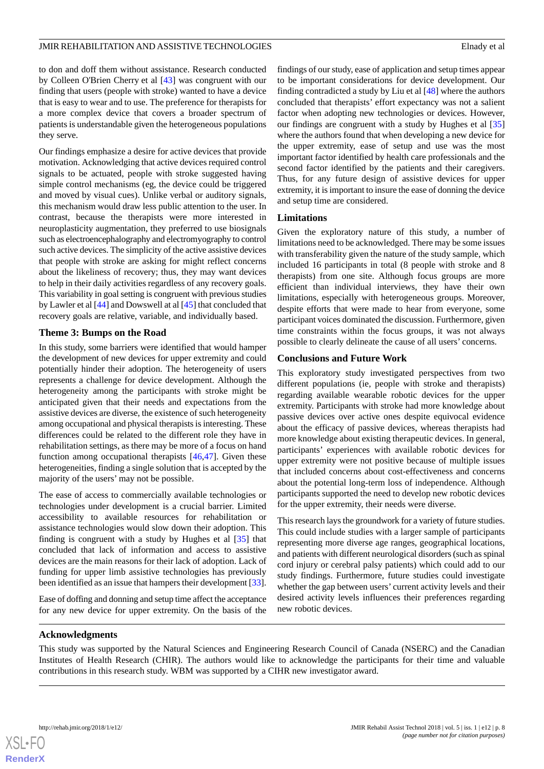to don and doff them without assistance. Research conducted by Colleen O'Brien Cherry et al [43] was congruent with our finding that users (people with stroke) wanted to have a device that is easy to wear and to use. The preference for therapists for a more complex device that covers a broader spectrum of patients is understandable given the heterogeneous populations they serve.

Our findings emphasize a desire for active devices that provide motivation. Acknowledging that active devices required control signals to be actuated, people with stroke suggested having simple control mechanisms (eg, the device could be triggered and moved by visual cues). Unlike verbal or auditory signals, this mechanism would draw less public attention to the user. In contrast, because the therapists were more interested in neuroplasticity augmentation, they preferred to use biosignals such as electroencephalography and electromyography to control such active devices. The simplicity of the active assistive devices that people with stroke are asking for might reflect concerns about the likeliness of recovery; thus, they may want devices to help in their daily activities regardless of any recovery goals. This variability in goal setting is congruent with previous studies by Lawler et al [44] and Dowswell at al [45] that concluded that recovery goals are relative, variable, and individually based.

### Theme 3: Bumps on the Road

In this study, some barriers were identified that would hamper the development of new devices for upper extremity and could potentially hinder their adoption. The heterogeneity of users represents a challenge for device development. Although the heterogeneity among the participants with stroke might be anticipated given that their needs and expectations from the assistive devices are diverse, the existence of such heterogeneity among occupational and physical therapists is interesting. These differences could be related to the different role they have in rehabilitation settings, as there may be more of a focus on hand function among occupational therapists [46,47]. Given these heterogeneities, finding a single solution that is accepted by the majority of the users' may not be possible.

The ease of access to commercially available technologies or technologies under development is a crucial barrier. Limited accessibility to available resources for rehabilitation or assistance technologies would slow down their adoption. This finding is congruent with a study by Hughes et al [35] that concluded that lack of information and access to assistive devices are the main reasons for their lack of adoption. Lack of funding for upper limb assistive technologies has previously been identified as an issue that hampers their development [33].

Ease of doffing and donning and setup time affect the acceptance for any new device for upper extremity. On the basis of the findings of our study, ease of application and setup times appear to be important considerations for device development. Our finding contradicted a study by Liu et al [48] where the authors concluded that therapists' effort expectancy was not a salient factor when adopting new technologies or devices. However, our findings are congruent with a study by Hughes et al [35] where the authors found that when developing a new device for the upper extremity, ease of setup and use was the most important factor identified by health care professionals and the second factor identified by the patients and their caregivers. Thus, for any future design of assistive devices for upper extremity, it is important to insure the ease of donning the device and setup time are considered.

### Limitations

Given the exploratory nature of this study, a number of limitations need to be acknowledged. There may be some issues with transferability given the nature of the study sample, which included 16 participants in total (8 people with stroke and 8 therapists) from one site. Although focus groups are more efficient than individual interviews, they have their own limitations, especially with heterogeneous groups. Moreover, despite efforts that were made to hear from everyone, some participant voices dominated the discussion. Furthermore, given time constraints within the focus groups, it was not always possible to clearly delineate the cause of all users' concerns.

### Conclusions and Future Work

This exploratory study investigated perspectives from two different populations (ie, people with stroke and therapists) regarding available wearable robotic devices for the upper extremity. Participants with stroke had more knowledge about passive devices over active ones despite equivocal evidence about the efficacy of passive devices, whereas therapists had more knowledge about existing therapeutic devices. In general, participants' experiences with available robotic devices for upper extremity were not positive because of multiple issues that included concerns about cost-effectiveness and concerns about the potential long-term loss of independence. Although participants supported the need to develop new robotic devices for the upper extremity, their needs were diverse.

This research lays the groundwork for a variety of future studies. This could include studies with a larger sample of participants representing more diverse age ranges, geographical locations, and patients with different neurological disorders (such as spinal cord injury or cerebral palsy patients) which could add to our study findings. Furthermore, future studies could investigate whether the gap between users' current activity levels and their desired activity levels influences their preferences regarding new robotic devices.

## Acknowledgments

This study was supported by the Natural Sciences and Engineering Research Council of Canada (NSERC) and the Canadian Institutes of Health Research (CIHR). The authors would like to acknowledge the participants for their time and valuable contributions in this research study. WBM was supported by a CIHR new investigator award.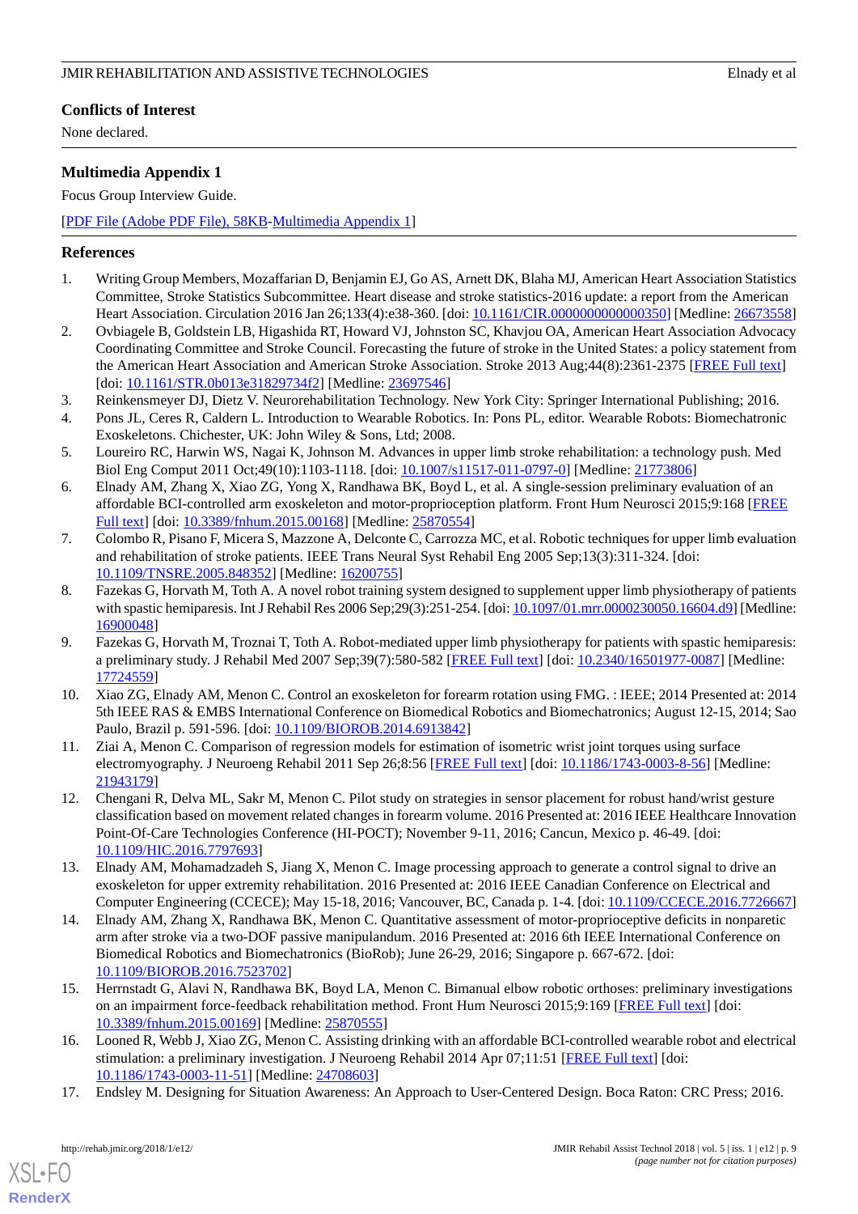## Conflicts of Interest

None declared.

## Multimedia Appendix 1

Focus Group Interview Guide.

[PDF File (Adobe PDF File), 58KB-Multimedia Appendix 1]

## References

1. Writing Group Members, Mozaffarian D, Benjamin EJ, Go AS, Arnett DK, Blaha MJ, American Heart Association Statistics Committee, Stroke Statistics Subcommittee. Heart disease and stroke statistics-2016 update: a report from the American Heart Association. Circulation 2016 Jan 26;133(4):e38-360. [doi: 10.1161/CIR.0000000000000350] [Medline: 26673558]
2. Ovbiagele B, Goldstein LB, Higashida RT, Howard VJ, Johnston SC, Khavjou OA, American Heart Association Advocacy Coordinating Committee and Stroke Council. Forecasting the future of stroke in the United States: a policy statement from the American Heart Association and American Stroke Association. Stroke 2013 Aug;44(8):2361-2375 [FREE Full text] [doi: 10.1161/STR.0b013e31829734f2] [Medline: 23697546]
3. Reinkensmeyer DJ, Dietz V. Neurorehabilitation Technology. New York City: Springer International Publishing; 2016.
4. Pons JL, Ceres R, Caldern L. Introduction to Wearable Robotics. In: Pons PL, editor. Wearable Robots: Biomechatronic Exoskeletons. Chichester, UK: John Wiley & Sons, Ltd; 2008.
5. Loureiro RC, Harwin WS, Nagai K, Johnson M. Advances in upper limb stroke rehabilitation: a technology push. Med Biol Eng Comput 2011 Oct;49(10):1103-1118. [doi: 10.1007/s11517-011-0797-0] [Medline: 21773806]
6. Elnady AM, Zhang X, Xiao ZG, Yong X, Randhawa BK, Boyd L, et al. A single-session preliminary evaluation of an affordable BCI-controlled arm exoskeleton and motor-proprioception platform. Front Hum Neurosci 2015;9:168 [FREE Full text] [doi: 10.3389/fnhum.2015.00168] [Medline: 25870554]
7. Colombo R, Pisano F, Micera S, Mazzone A, Delconte C, Carrozza MC, et al. Robotic techniques for upper limb evaluation and rehabilitation of stroke patients. IEEE Trans Neural Syst Rehabil Eng 2005 Sep;13(3):311-324. [doi: 10.1109/TNSRE.2005.848352] [Medline: 16200755]
8. Fazekas G, Horvath M, Toth A. A novel robot training system designed to supplement upper limb physiotherapy of patients with spastic hemiparesis. Int J Rehabil Res 2006 Sep;29(3):251-254. [doi: 10.1097/01.mrr.0000230050.16604.d9] [Medline: 16900048]
9. Fazekas G, Horvath M, Troznai T, Toth A. Robot-mediated upper limb physiotherapy for patients with spastic hemiparesis: a preliminary study. J Rehabil Med 2007 Sep;39(7):580-582 [FREE Full text] [doi: 10.2340/16501977-0087] [Medline: 17724559]
10. Xiao ZG, Elnady AM, Menon C. Control an exoskeleton for forearm rotation using FMG. : IEEE; 2014 Presented at: 2014 5th IEEE RAS & EMBS International Conference on Biomedical Robotics and Biomechatronics; August 12-15, 2014; Sao Paulo, Brazil p. 591-596. [doi: 10.1109/BIOROB.2014.6913842]
11. Ziai A, Menon C. Comparison of regression models for estimation of isometric wrist joint torques using surface electromyography. J Neuroeng Rehabil 2011 Sep 26;8:56 [FREE Full text] [doi: 10.1186/1743-0003-8-56] [Medline: 21943179]
12. Chengani R, Delva ML, Sakr M, Menon C. Pilot study on strategies in sensor placement for robust hand/wrist gesture classification based on movement related changes in forearm volume. 2016 Presented at: 2016 IEEE Healthcare Innovation Point-Of-Care Technologies Conference (HI-POCT); November 9-11, 2016; Cancun, Mexico p. 46-49. [doi: 10.1109/HIC.2016.7797693]
13. Elnady AM, Mohamadzadeh S, Jiang X, Menon C. Image processing approach to generate a control signal to drive an exoskeleton for upper extremity rehabilitation. 2016 Presented at: 2016 IEEE Canadian Conference on Electrical and Computer Engineering (CCECE); May 15-18, 2016; Vancouver, BC, Canada p. 1-4. [doi: 10.1109/CCECE.2016.7726667]
14. Elnady AM, Zhang X, Randhawa BK, Menon C. Quantitative assessment of motor-proprioceptive deficits in nonparetic arm after stroke via a two-DOF passive manipulandum. 2016 Presented at: 2016 6th IEEE International Conference on Biomedical Robotics and Biomechatronics (BioRob); June 26-29, 2016; Singapore p. 667-672. [doi: 10.1109/BIOROB.2016.7523702]
15. Herrnstadt G, Alavi N, Randhawa BK, Boyd LA, Menon C. Bimanual elbow robotic orthoses: preliminary investigations on an impairment force-feedback rehabilitation method. Front Hum Neurosci 2015;9:169 [FREE Full text] [doi: 10.3389/fnhum.2015.00169] [Medline: 25870555]
16. Looned R, Webb J, Xiao ZG, Menon C. Assisting drinking with an affordable BCI-controlled wearable robot and electrical stimulation: a preliminary investigation. J Neuroeng Rehabil 2014 Apr 07;11:51 [FREE Full text] [doi: 10.1186/1743-0003-11-51] [Medline: 24708603]
17. Endsley M. Designing for Situation Awareness: An Approach to User-Centered Design. Boca Raton: CRC Press; 2016.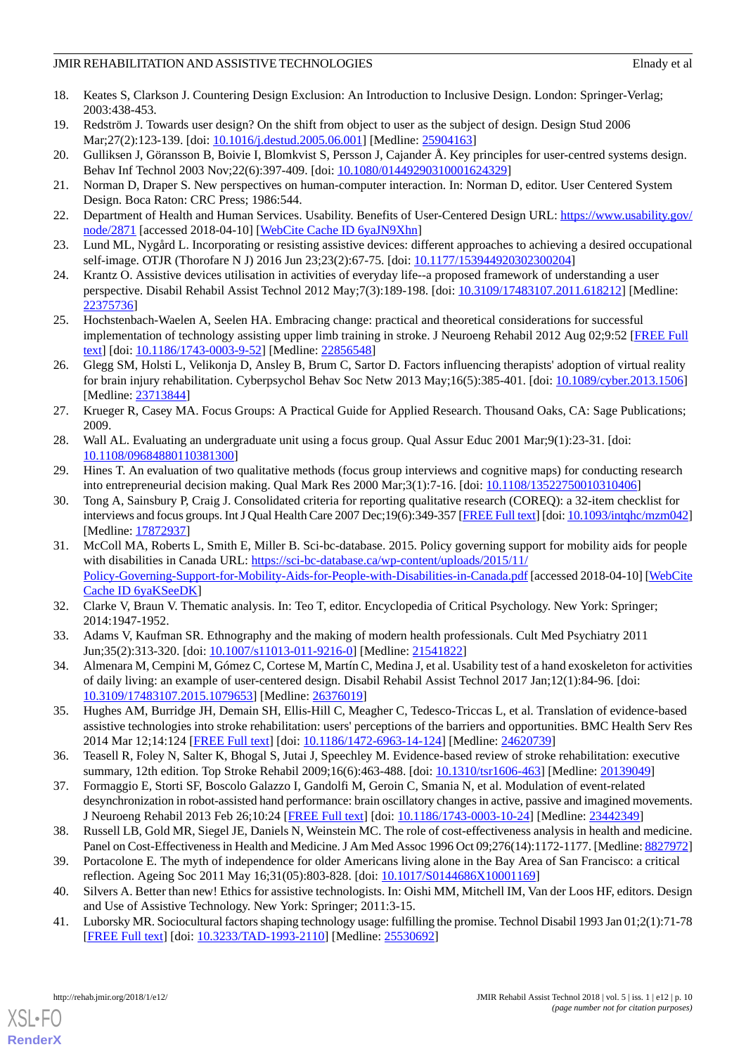18. Keates S, Clarkson J. Countering Design Exclusion: An Introduction to Inclusive Design. London: Springer-Verlag; 2003:438-453.
19. Redström J. Towards user design? On the shift from object to user as the subject of design. Design Stud 2006 Mar;27(2):123-139. [doi: 10.1016/j.destud.2005.06.001] [Medline: 25904163]
20. Gulliksen J, Göransson B, Boivie I, Blomkvist S, Persson J, Cajander Å. Key principles for user-centred systems design. Behav Inf Technol 2003 Nov;22(6):397-409. [doi: 10.1080/01449290310001624329]
21. Norman D, Draper S. New perspectives on human-computer interaction. In: Norman D, editor. User Centered System Design. Boca Raton: CRC Press; 1986:544.
22. Department of Health and Human Services. Usability. Benefits of User-Centered Design URL: https://www.usability.gov/node/2871 [accessed 2018-04-10] [WebCite Cache ID 6yaJN9Xhn]
23. Lund ML, Nygård L. Incorporating or resisting assistive devices: different approaches to achieving a desired occupational self-image. OTJR (Thorofare N J) 2016 Jun 23;23(2):67-75. [doi: 10.1177/153944920302300204]
24. Krantz O. Assistive devices utilisation in activities of everyday life--a proposed framework of understanding a user perspective. Disabil Rehabil Assist Technol 2012 May;7(3):189-198. [doi: 10.3109/17483107.2011.618212] [Medline: 22375736]
25. Hochstenbach-Waelen A, Seelen HA. Embracing change: practical and theoretical considerations for successful implementation of technology assisting upper limb training in stroke. J Neuroeng Rehabil 2012 Aug 02;9:52 [FREE Full text] [doi: 10.1186/1743-0003-9-52] [Medline: 22856548]
26. Glegg SM, Holsti L, Velikonja D, Ansley B, Brum C, Sartor D. Factors influencing therapists' adoption of virtual reality for brain injury rehabilitation. Cyberpsychol Behav Soc Netw 2013 May;16(5):385-401. [doi: 10.1089/cyber.2013.1506] [Medline: 23713844]
27. Krueger R, Casey MA. Focus Groups: A Practical Guide for Applied Research. Thousand Oaks, CA: Sage Publications; 2009.
28. Wall AL. Evaluating an undergraduate unit using a focus group. Qual Assur Educ 2001 Mar;9(1):23-31. [doi: 10.1108/09684880110381300]
29. Hines T. An evaluation of two qualitative methods (focus group interviews and cognitive maps) for conducting research into entrepreneurial decision making. Qual Mark Res 2000 Mar;3(1):7-16. [doi: 10.1108/13522750010310406]
30. Tong A, Sainsbury P, Craig J. Consolidated criteria for reporting qualitative research (COREQ): a 32-item checklist for interviews and focus groups. Int J Qual Health Care 2007 Dec;19(6):349-357 [FREE Full text] [doi: 10.1093/intqhc/mzm042] [Medline: 17872937]
31. McColl MA, Roberts L, Smith E, Miller B. Sci-bc-database. 2015. Policy governing support for mobility aids for people with disabilities in Canada URL: https://sci-bc-database.ca/wp-content/uploads/2015/11/Policy-Governing-Support-for-Mobility-Aids-for-People-with-Disabilities-in-Canada.pdf [accessed 2018-04-10] [WebCite Cache ID 6yaKSeeDK]
32. Clarke V, Braun V. Thematic analysis. In: Teo T, editor. Encyclopedia of Critical Psychology. New York: Springer; 2014:1947-1952.
33. Adams V, Kaufman SR. Ethnography and the making of modern health professionals. Cult Med Psychiatry 2011 Jun;35(2):313-320. [doi: 10.1007/s11013-011-9216-0] [Medline: 21541822]
34. Almenara M, Cempini M, Gómez C, Cortese M, Martín C, Medina J, et al. Usability test of a hand exoskeleton for activities of daily living: an example of user-centered design. Disabil Rehabil Assist Technol 2017 Jan;12(1):84-96. [doi: 10.3109/17483107.2015.1079653] [Medline: 26376019]
35. Hughes AM, Burridge JH, Demain SH, Ellis-Hill C, Meagher C, Tedesco-Triccas L, et al. Translation of evidence-based assistive technologies into stroke rehabilitation: users' perceptions of the barriers and opportunities. BMC Health Serv Res 2014 Mar 12;14:124 [FREE Full text] [doi: 10.1186/1472-6963-14-124] [Medline: 24620739]
36. Teasell R, Foley N, Salter K, Bhogal S, Jutai J, Speechley M. Evidence-based review of stroke rehabilitation: executive summary, 12th edition. Top Stroke Rehabil 2009;16(6):463-488. [doi: 10.1310/tsr1606-463] [Medline: 20139049]
37. Formaggio E, Storti SF, Boscolo Galazzo I, Gandolfi M, Geroin C, Smania N, et al. Modulation of event-related desynchronization in robot-assisted hand performance: brain oscillatory changes in active, passive and imagined movements. J Neuroeng Rehabil 2013 Feb 26;10:24 [FREE Full text] [doi: 10.1186/1743-0003-10-24] [Medline: 23442349]
38. Russell LB, Gold MR, Siegel JE, Daniels N, Weinstein MC. The role of cost-effectiveness analysis in health and medicine. Panel on Cost-Effectiveness in Health and Medicine. J Am Med Assoc 1996 Oct 09;276(14):1172-1177. [Medline: 8827972]
39. Portacolone E. The myth of independence for older Americans living alone in the Bay Area of San Francisco: a critical reflection. Ageing Soc 2011 May 16;31(05):803-828. [doi: 10.1017/S0144686X10001169]
40. Silvers A. Better than new! Ethics for assistive technologists. In: Oishi MM, Mitchell IM, Van der Loos HF, editors. Design and Use of Assistive Technology. New York: Springer; 2011:3-15.
41. Luborsky MR. Sociocultural factors shaping technology usage: fulfilling the promise. Technol Disabil 1993 Jan 01;2(1):71-78 [FREE Full text] [doi: 10.3233/TAD-1993-2110] [Medline: 25530692]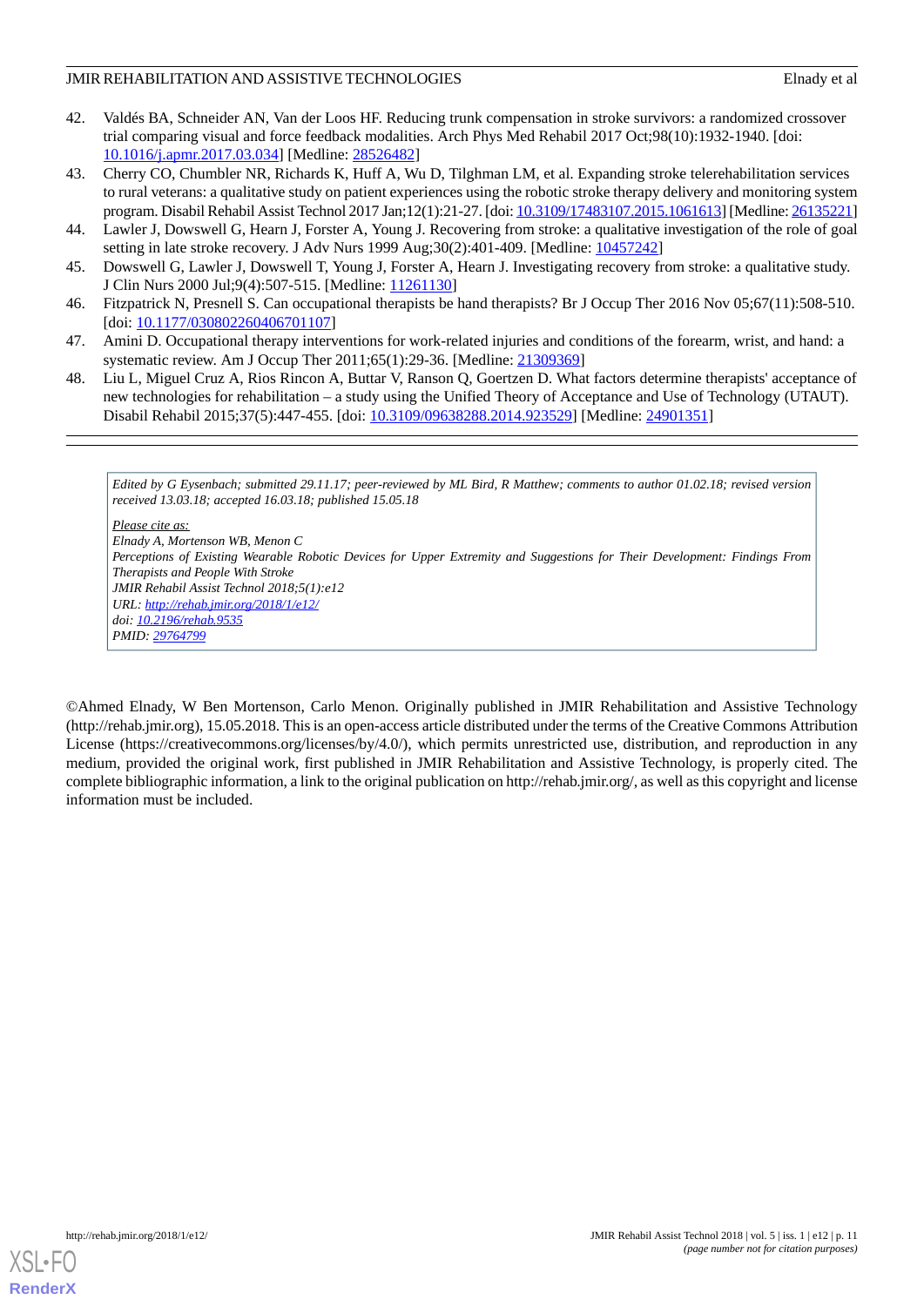42. Valdés BA, Schneider AN, Van der Loos HF. Reducing trunk compensation in stroke survivors: a randomized crossover trial comparing visual and force feedback modalities. Arch Phys Med Rehabil 2017 Oct;98(10):1932-1940. [doi: 10.1016/j.apmr.2017.03.034] [Medline: 28526482]
43. Cherry CO, Chumbler NR, Richards K, Huff A, Wu D, Tilghman LM, et al. Expanding stroke telerehabilitation services to rural veterans: a qualitative study on patient experiences using the robotic stroke therapy delivery and monitoring system program. Disabil Rehabil Assist Technol 2017 Jan;12(1):21-27. [doi: 10.3109/17483107.2015.1061613] [Medline: 26135221]
44. Lawler J, Dowswell G, Hearn J, Forster A, Young J. Recovering from stroke: a qualitative investigation of the role of goal setting in late stroke recovery. J Adv Nurs 1999 Aug;30(2):401-409. [Medline: 10457242]
45. Dowswell G, Lawler J, Dowswell T, Young J, Forster A, Hearn J. Investigating recovery from stroke: a qualitative study. J Clin Nurs 2000 Jul;9(4):507-515. [Medline: 11261130]
46. Fitzpatrick N, Presnell S. Can occupational therapists be hand therapists? Br J Occup Ther 2016 Nov 05;67(11):508-510. [doi: 10.1177/030802260406701107]
47. Amini D. Occupational therapy interventions for work-related injuries and conditions of the forearm, wrist, and hand: a systematic review. Am J Occup Ther 2011;65(1):29-36. [Medline: 21309369]
48. Liu L, Miguel Cruz A, Rios Rincon A, Buttar V, Ranson Q, Goertzen D. What factors determine therapists' acceptance of new technologies for rehabilitation – a study using the Unified Theory of Acceptance and Use of Technology (UTAUT). Disabil Rehabil 2015;37(5):447-455. [doi: 10.3109/09638288.2014.923529] [Medline: 24901351]

*Edited by G Eysenbach; submitted 29.11.17; peer-reviewed by ML Bird, R Matthew; comments to author 01.02.18; revised version received 13.03.18; accepted 16.03.18; published 15.05.18*

*Please cite as:*
*Elnady A, Mortenson WB, Menon C*
*Perceptions of Existing Wearable Robotic Devices for Upper Extremity and Suggestions for Their Development: Findings From Therapists and People With Stroke*
*JMIR Rehabil Assist Technol 2018;5(1):e12*
*URL: http://rehab.jmir.org/2018/1/e12/*
*doi: 10.2196/rehab.9535*
*PMID: 29764799*

©Ahmed Elnady, W Ben Mortenson, Carlo Menon. Originally published in JMIR Rehabilitation and Assistive Technology (http://rehab.jmir.org), 15.05.2018. This is an open-access article distributed under the terms of the Creative Commons Attribution License (https://creativecommons.org/licenses/by/4.0/), which permits unrestricted use, distribution, and reproduction in any medium, provided the original work, first published in JMIR Rehabilitation and Assistive Technology, is properly cited. The complete bibliographic information, a link to the original publication on http://rehab.jmir.org/, as well as this copyright and license information must be included.